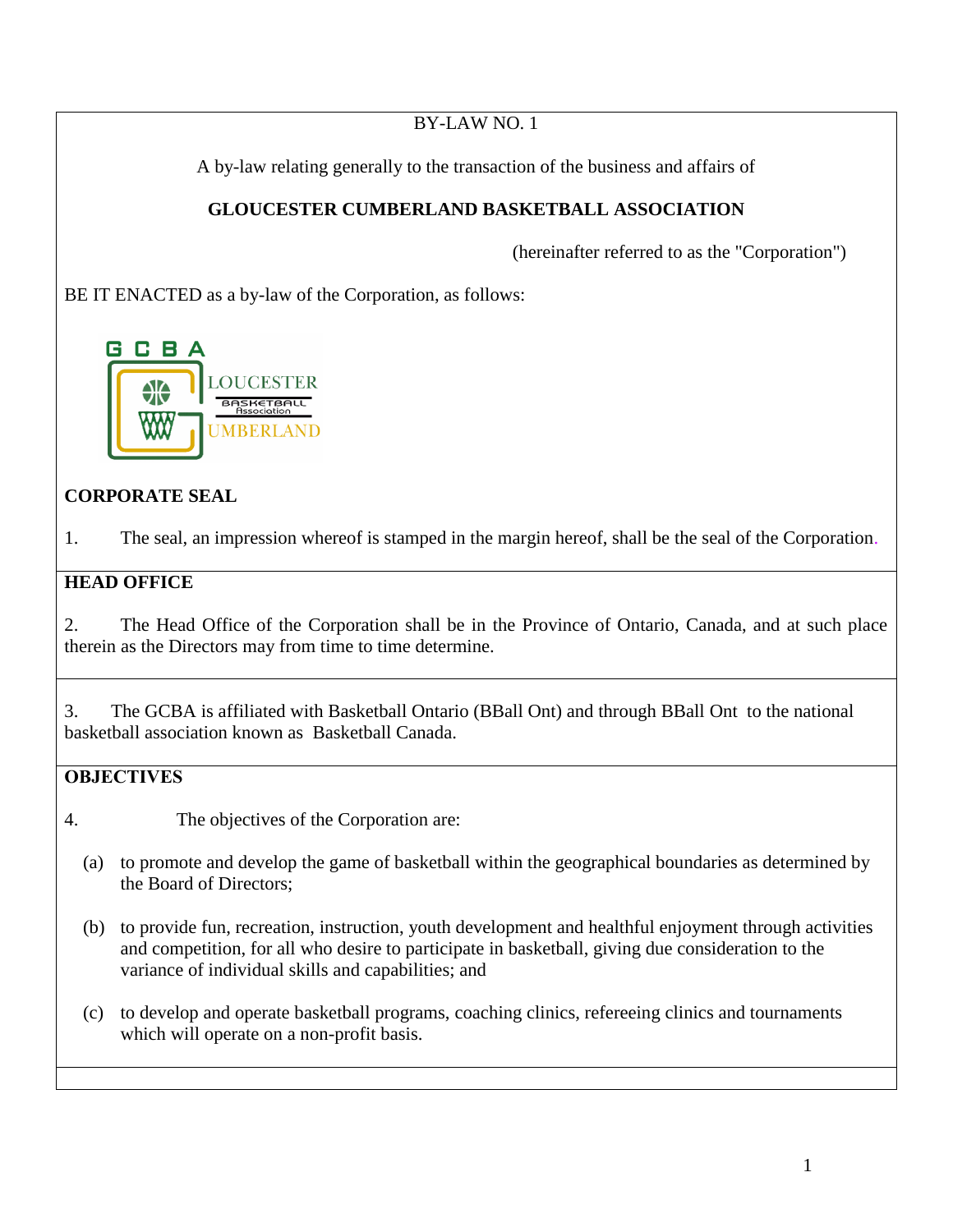BY-LAW NO. 1

A by-law relating generally to the transaction of the business and affairs of

**GLOUCESTER CUMBERLAND BASKETBALL ASSOCIATION**

(hereinafter referred to as the "Corporation")

BE IT ENACTED as a by-law of the Corporation, as follows:

## CORPORATE SEAL

1. The seal, an impression whereof is stamped in the margin hereof, shall be the seal of the Corporation.

## HEAD OFFICE

2. The Head Office of the Corporation shall be in the Province of Ontario, Canada, and at such place therein as the Directors may from time to time determine.

3. The GCBA is affiliated with Basketball Ontario (BBall Ont) and through BBall Ont to the national basketball association known as Basketball Canada.

## OBJECTIVES

4. The objectives of the Corporation are:

   (a) to promote and develop the game of basketball within the geographical boundaries as determined by the Board of Directors;

   (b) to provide fun, recreation, instruction, youth development and healthful enjoyment through activities and competition, for all who desire to participate in basketball, giving due consideration to the variance of individual skills and capabilities; and

   (c) to develop and operate basketball programs, coaching clinics, refereeing clinics and tournaments which will operate on a non-profit basis.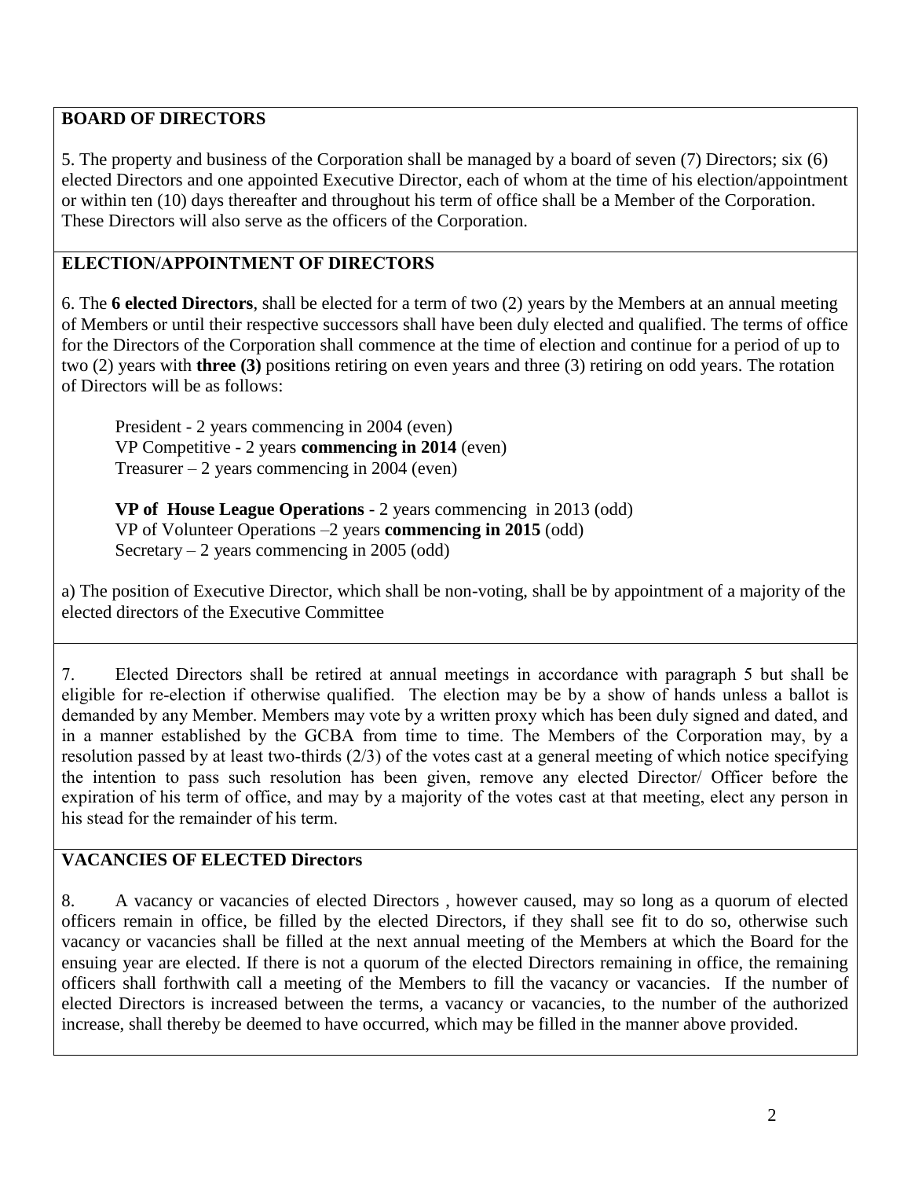## BOARD OF DIRECTORS

5. The property and business of the Corporation shall be managed by a board of seven (7) Directors; six (6) elected Directors and one appointed Executive Director, each of whom at the time of his election/appointment or within ten (10) days thereafter and throughout his term of office shall be a Member of the Corporation. These Directors will also serve as the officers of the Corporation.

## ELECTION/APPOINTMENT OF DIRECTORS

6. The **6 elected Directors**, shall be elected for a term of two (2) years by the Members at an annual meeting of Members or until their respective successors shall have been duly elected and qualified. The terms of office for the Directors of the Corporation shall commence at the time of election and continue for a period of up to two (2) years with **three (3)** positions retiring on even years and three (3) retiring on odd years. The rotation of Directors will be as follows:

President - 2 years commencing in 2004 (even)
VP Competitive - 2 years **commencing in 2014** (even)
Treasurer – 2 years commencing in 2004 (even)

**VP of House League Operations** - 2 years commencing in 2013 (odd)
VP of Volunteer Operations –2 years **commencing in 2015** (odd)
Secretary – 2 years commencing in 2005 (odd)

a) The position of Executive Director, which shall be non-voting, shall be by appointment of a majority of the elected directors of the Executive Committee

7. Elected Directors shall be retired at annual meetings in accordance with paragraph 5 but shall be eligible for re-election if otherwise qualified. The election may be by a show of hands unless a ballot is demanded by any Member. Members may vote by a written proxy which has been duly signed and dated, and in a manner established by the GCBA from time to time. The Members of the Corporation may, by a resolution passed by at least two-thirds (2/3) of the votes cast at a general meeting of which notice specifying the intention to pass such resolution has been given, remove any elected Director/ Officer before the expiration of his term of office, and may by a majority of the votes cast at that meeting, elect any person in his stead for the remainder of his term.

## VACANCIES OF ELECTED Directors

8. A vacancy or vacancies of elected Directors , however caused, may so long as a quorum of elected officers remain in office, be filled by the elected Directors, if they shall see fit to do so, otherwise such vacancy or vacancies shall be filled at the next annual meeting of the Members at which the Board for the ensuing year are elected. If there is not a quorum of the elected Directors remaining in office, the remaining officers shall forthwith call a meeting of the Members to fill the vacancy or vacancies. If the number of elected Directors is increased between the terms, a vacancy or vacancies, to the number of the authorized increase, shall thereby be deemed to have occurred, which may be filled in the manner above provided.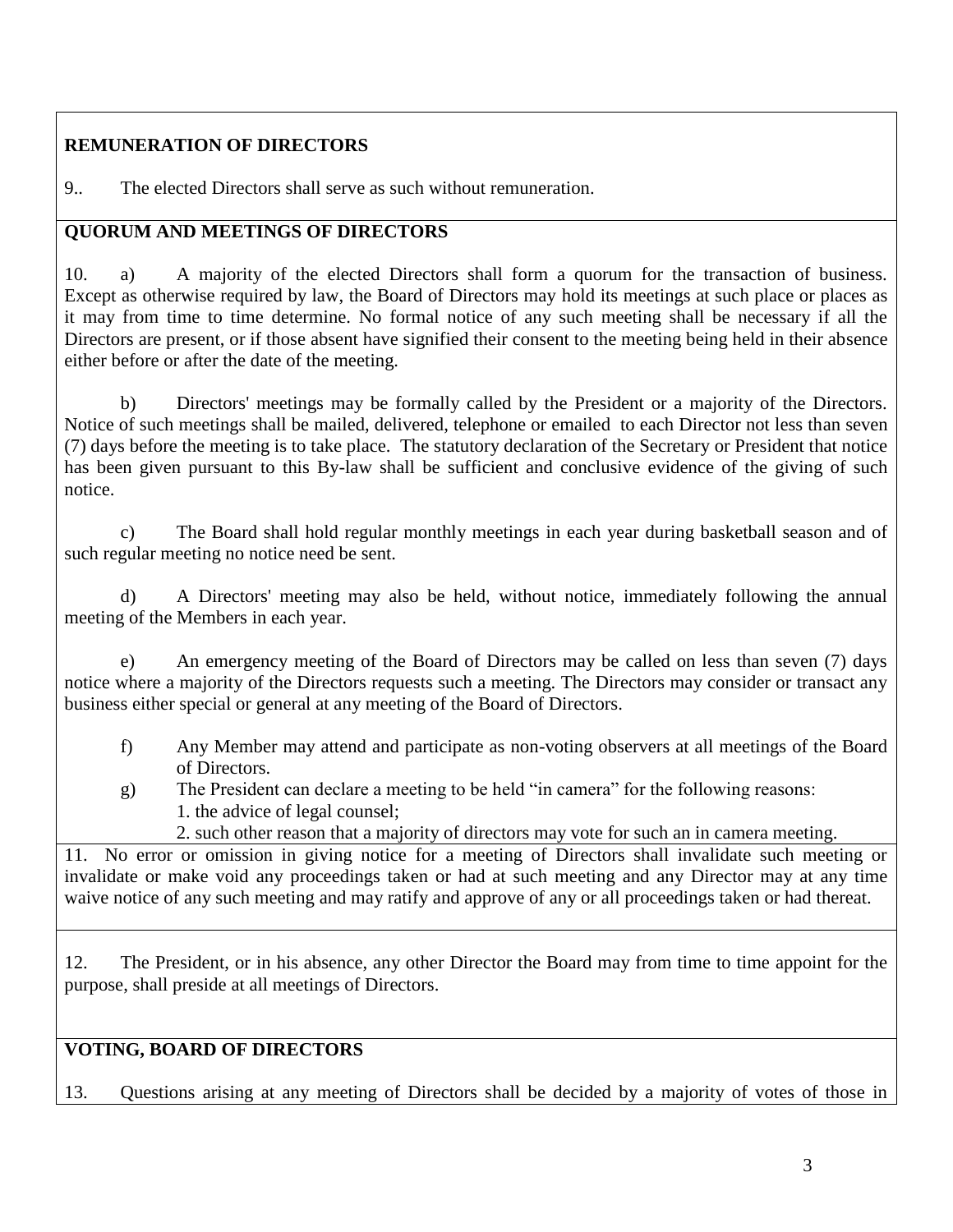**REMUNERATION OF DIRECTORS**

9.. The elected Directors shall serve as such without remuneration.

**QUORUM AND MEETINGS OF DIRECTORS**

10. a) A majority of the elected Directors shall form a quorum for the transaction of business. Except as otherwise required by law, the Board of Directors may hold its meetings at such place or places as it may from time to time determine. No formal notice of any such meeting shall be necessary if all the Directors are present, or if those absent have signified their consent to the meeting being held in their absence either before or after the date of the meeting.

b) Directors' meetings may be formally called by the President or a majority of the Directors. Notice of such meetings shall be mailed, delivered, telephone or emailed to each Director not less than seven (7) days before the meeting is to take place. The statutory declaration of the Secretary or President that notice has been given pursuant to this By-law shall be sufficient and conclusive evidence of the giving of such notice.

c) The Board shall hold regular monthly meetings in each year during basketball season and of such regular meeting no notice need be sent.

d) A Directors' meeting may also be held, without notice, immediately following the annual meeting of the Members in each year.

e) An emergency meeting of the Board of Directors may be called on less than seven (7) days notice where a majority of the Directors requests such a meeting. The Directors may consider or transact any business either special or general at any meeting of the Board of Directors.

f) Any Member may attend and participate as non-voting observers at all meetings of the Board of Directors.

g) The President can declare a meeting to be held "in camera" for the following reasons:
1. the advice of legal counsel;
2. such other reason that a majority of directors may vote for such an in camera meeting.

11. No error or omission in giving notice for a meeting of Directors shall invalidate such meeting or invalidate or make void any proceedings taken or had at such meeting and any Director may at any time waive notice of any such meeting and may ratify and approve of any or all proceedings taken or had thereat.

12. The President, or in his absence, any other Director the Board may from time to time appoint for the purpose, shall preside at all meetings of Directors.

**VOTING, BOARD OF DIRECTORS**

13. Questions arising at any meeting of Directors shall be decided by a majority of votes of those in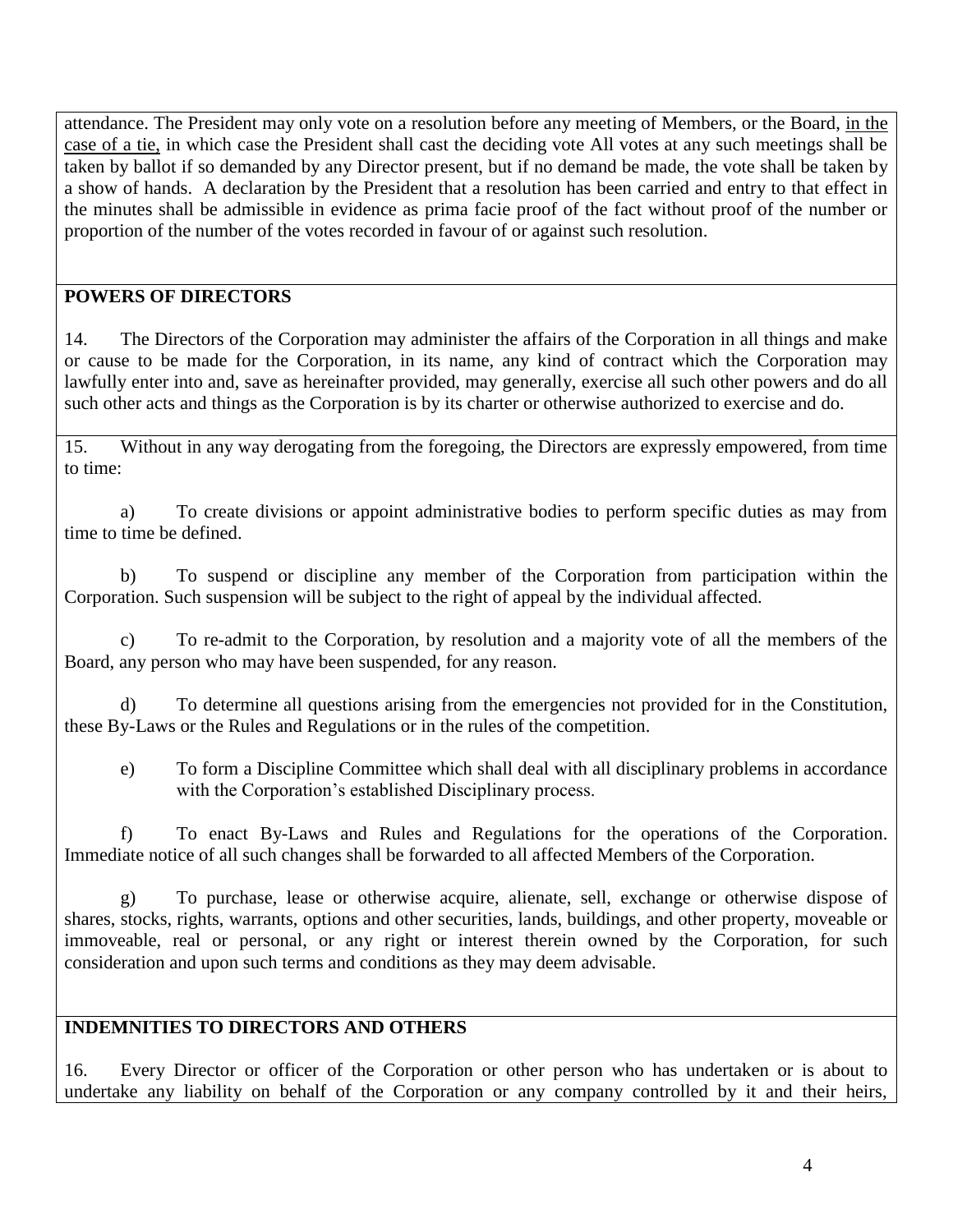attendance. The President may only vote on a resolution before any meeting of Members, or the Board, in the case of a tie, in which case the President shall cast the deciding vote All votes at any such meetings shall be taken by ballot if so demanded by any Director present, but if no demand be made, the vote shall be taken by a show of hands. A declaration by the President that a resolution has been carried and entry to that effect in the minutes shall be admissible in evidence as prima facie proof of the fact without proof of the number or proportion of the number of the votes recorded in favour of or against such resolution.

## POWERS OF DIRECTORS

14. The Directors of the Corporation may administer the affairs of the Corporation in all things and make or cause to be made for the Corporation, in its name, any kind of contract which the Corporation may lawfully enter into and, save as hereinafter provided, may generally, exercise all such other powers and do all such other acts and things as the Corporation is by its charter or otherwise authorized to exercise and do.

15. Without in any way derogating from the foregoing, the Directors are expressly empowered, from time to time:

a) To create divisions or appoint administrative bodies to perform specific duties as may from time to time be defined.

b) To suspend or discipline any member of the Corporation from participation within the Corporation. Such suspension will be subject to the right of appeal by the individual affected.

c) To re-admit to the Corporation, by resolution and a majority vote of all the members of the Board, any person who may have been suspended, for any reason.

d) To determine all questions arising from the emergencies not provided for in the Constitution, these By-Laws or the Rules and Regulations or in the rules of the competition.

e) To form a Discipline Committee which shall deal with all disciplinary problems in accordance with the Corporation's established Disciplinary process.

f) To enact By-Laws and Rules and Regulations for the operations of the Corporation. Immediate notice of all such changes shall be forwarded to all affected Members of the Corporation.

g) To purchase, lease or otherwise acquire, alienate, sell, exchange or otherwise dispose of shares, stocks, rights, warrants, options and other securities, lands, buildings, and other property, moveable or immoveable, real or personal, or any right or interest therein owned by the Corporation, for such consideration and upon such terms and conditions as they may deem advisable.

## INDEMNITIES TO DIRECTORS AND OTHERS

16. Every Director or officer of the Corporation or other person who has undertaken or is about to undertake any liability on behalf of the Corporation or any company controlled by it and their heirs,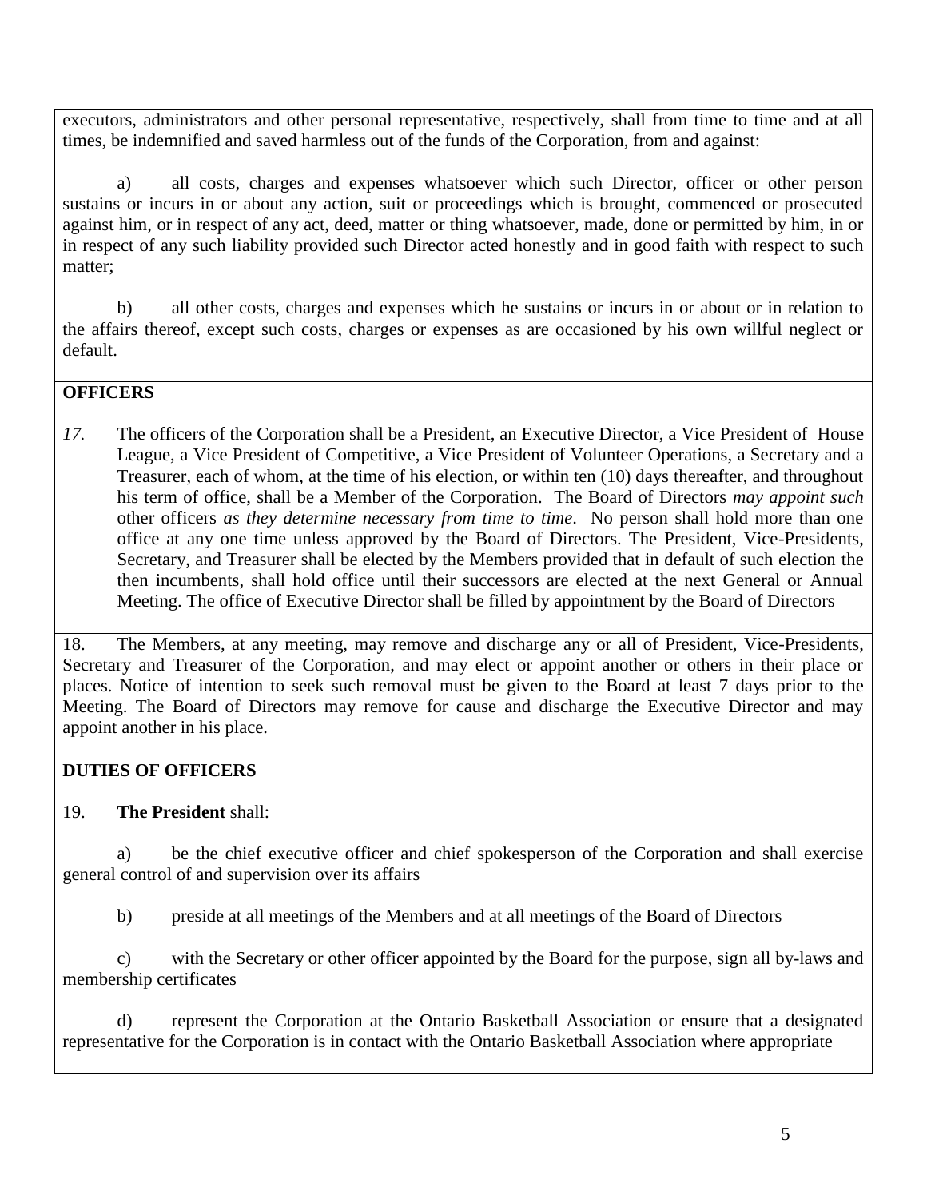executors, administrators and other personal representative, respectively, shall from time to time and at all times, be indemnified and saved harmless out of the funds of the Corporation, from and against:

a) all costs, charges and expenses whatsoever which such Director, officer or other person sustains or incurs in or about any action, suit or proceedings which is brought, commenced or prosecuted against him, or in respect of any act, deed, matter or thing whatsoever, made, done or permitted by him, in or in respect of any such liability provided such Director acted honestly and in good faith with respect to such matter;

b) all other costs, charges and expenses which he sustains or incurs in or about or in relation to the affairs thereof, except such costs, charges or expenses as are occasioned by his own willful neglect or default.

## OFFICERS

*17.* The officers of the Corporation shall be a President, an Executive Director, a Vice President of House League, a Vice President of Competitive, a Vice President of Volunteer Operations, a Secretary and a Treasurer, each of whom, at the time of his election, or within ten (10) days thereafter, and throughout his term of office, shall be a Member of the Corporation. The Board of Directors *may appoint such* other officers *as they determine necessary from time to time*. No person shall hold more than one office at any one time unless approved by the Board of Directors. The President, Vice-Presidents, Secretary, and Treasurer shall be elected by the Members provided that in default of such election the then incumbents, shall hold office until their successors are elected at the next General or Annual Meeting. The office of Executive Director shall be filled by appointment by the Board of Directors

18. The Members, at any meeting, may remove and discharge any or all of President, Vice-Presidents, Secretary and Treasurer of the Corporation, and may elect or appoint another or others in their place or places. Notice of intention to seek such removal must be given to the Board at least 7 days prior to the Meeting. The Board of Directors may remove for cause and discharge the Executive Director and may appoint another in his place.

## DUTIES OF OFFICERS

19. **The President** shall:

a) be the chief executive officer and chief spokesperson of the Corporation and shall exercise general control of and supervision over its affairs

b) preside at all meetings of the Members and at all meetings of the Board of Directors

c) with the Secretary or other officer appointed by the Board for the purpose, sign all by-laws and membership certificates

d) represent the Corporation at the Ontario Basketball Association or ensure that a designated representative for the Corporation is in contact with the Ontario Basketball Association where appropriate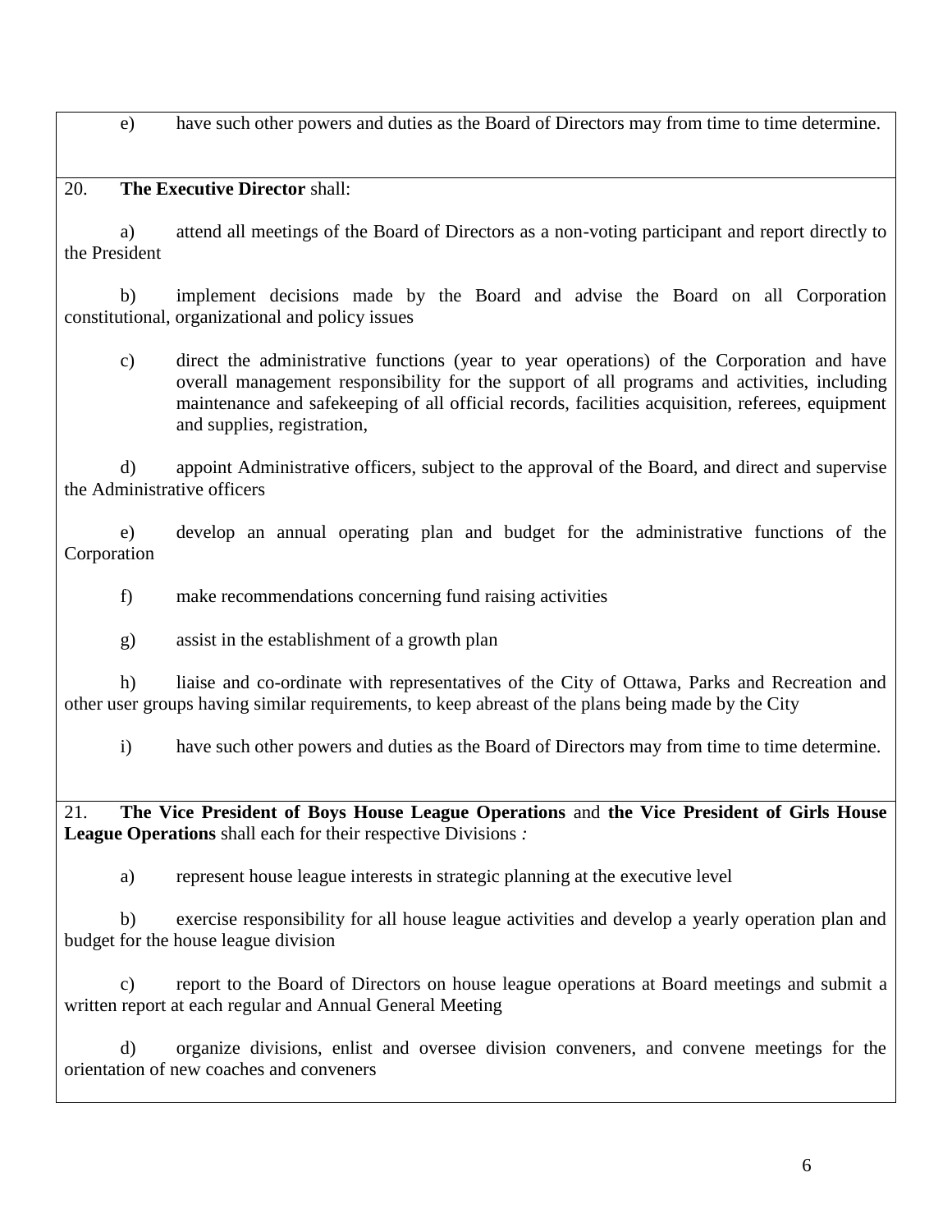e) have such other powers and duties as the Board of Directors may from time to time determine.

20. **The Executive Director** shall:

a) attend all meetings of the Board of Directors as a non-voting participant and report directly to the President

b) implement decisions made by the Board and advise the Board on all Corporation constitutional, organizational and policy issues

c) direct the administrative functions (year to year operations) of the Corporation and have overall management responsibility for the support of all programs and activities, including maintenance and safekeeping of all official records, facilities acquisition, referees, equipment and supplies, registration,

d) appoint Administrative officers, subject to the approval of the Board, and direct and supervise the Administrative officers

e) develop an annual operating plan and budget for the administrative functions of the Corporation

f) make recommendations concerning fund raising activities

g) assist in the establishment of a growth plan

h) liaise and co-ordinate with representatives of the City of Ottawa, Parks and Recreation and other user groups having similar requirements, to keep abreast of the plans being made by the City

i) have such other powers and duties as the Board of Directors may from time to time determine.

21. **The Vice President of Boys House League Operations** and **the Vice President of Girls House League Operations** shall each for their respective Divisions *:*

a) represent house league interests in strategic planning at the executive level

b) exercise responsibility for all house league activities and develop a yearly operation plan and budget for the house league division

c) report to the Board of Directors on house league operations at Board meetings and submit a written report at each regular and Annual General Meeting

d) organize divisions, enlist and oversee division conveners, and convene meetings for the orientation of new coaches and conveners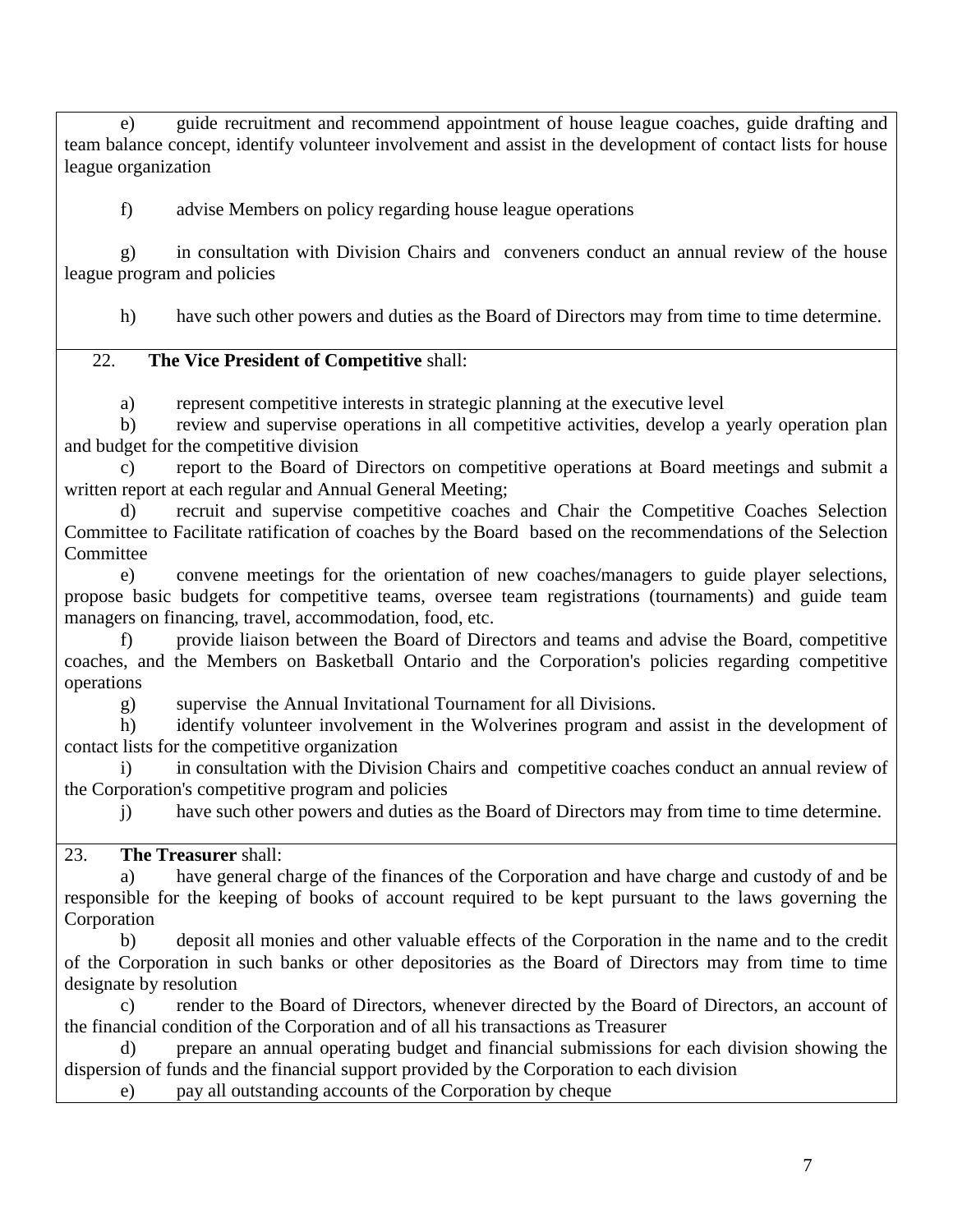e) guide recruitment and recommend appointment of house league coaches, guide drafting and team balance concept, identify volunteer involvement and assist in the development of contact lists for house league organization

f) advise Members on policy regarding house league operations

g) in consultation with Division Chairs and conveners conduct an annual review of the house league program and policies

h) have such other powers and duties as the Board of Directors may from time to time determine.

22. **The Vice President of Competitive** shall:

a) represent competitive interests in strategic planning at the executive level

b) review and supervise operations in all competitive activities, develop a yearly operation plan and budget for the competitive division

c) report to the Board of Directors on competitive operations at Board meetings and submit a written report at each regular and Annual General Meeting;

d) recruit and supervise competitive coaches and Chair the Competitive Coaches Selection Committee to Facilitate ratification of coaches by the Board based on the recommendations of the Selection Committee

e) convene meetings for the orientation of new coaches/managers to guide player selections, propose basic budgets for competitive teams, oversee team registrations (tournaments) and guide team managers on financing, travel, accommodation, food, etc.

f) provide liaison between the Board of Directors and teams and advise the Board, competitive coaches, and the Members on Basketball Ontario and the Corporation's policies regarding competitive operations

g) supervise the Annual Invitational Tournament for all Divisions.

h) identify volunteer involvement in the Wolverines program and assist in the development of contact lists for the competitive organization

i) in consultation with the Division Chairs and competitive coaches conduct an annual review of the Corporation's competitive program and policies

j) have such other powers and duties as the Board of Directors may from time to time determine.

23. **The Treasurer** shall:

a) have general charge of the finances of the Corporation and have charge and custody of and be responsible for the keeping of books of account required to be kept pursuant to the laws governing the Corporation

b) deposit all monies and other valuable effects of the Corporation in the name and to the credit of the Corporation in such banks or other depositories as the Board of Directors may from time to time designate by resolution

c) render to the Board of Directors, whenever directed by the Board of Directors, an account of the financial condition of the Corporation and of all his transactions as Treasurer

d) prepare an annual operating budget and financial submissions for each division showing the dispersion of funds and the financial support provided by the Corporation to each division

e) pay all outstanding accounts of the Corporation by cheque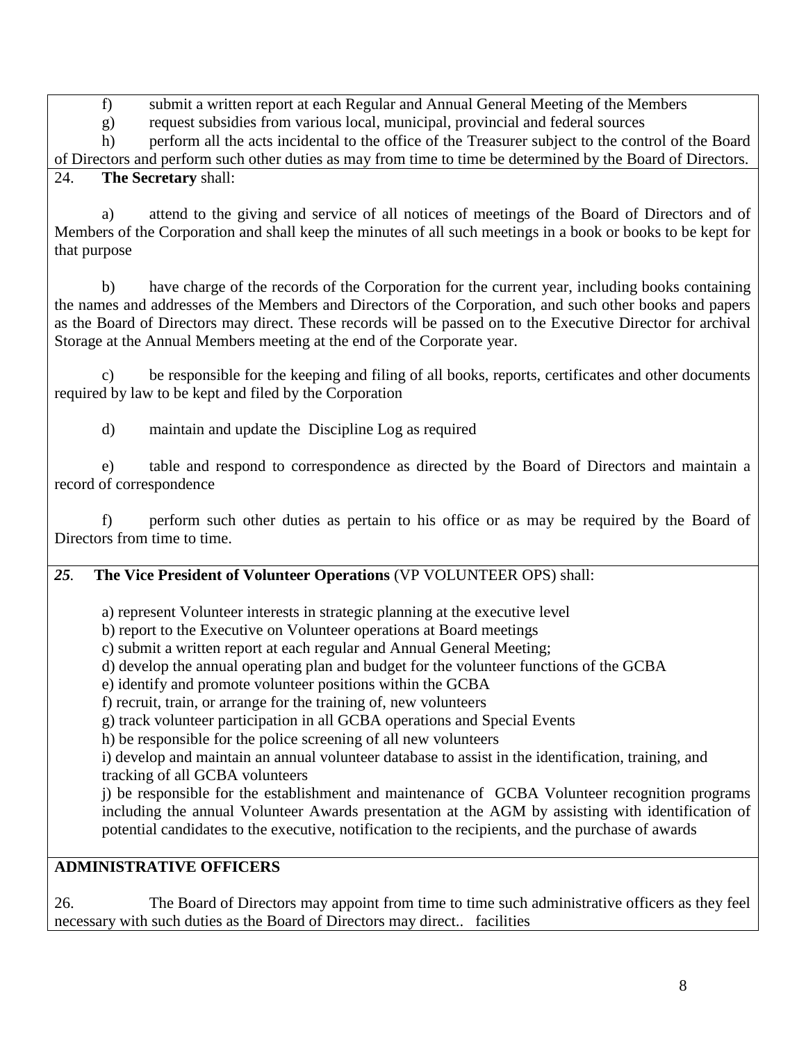f) submit a written report at each Regular and Annual General Meeting of the Members

g) request subsidies from various local, municipal, provincial and federal sources

h) perform all the acts incidental to the office of the Treasurer subject to the control of the Board of Directors and perform such other duties as may from time to time be determined by the Board of Directors.

24. **The Secretary** shall:

a) attend to the giving and service of all notices of meetings of the Board of Directors and of Members of the Corporation and shall keep the minutes of all such meetings in a book or books to be kept for that purpose

b) have charge of the records of the Corporation for the current year, including books containing the names and addresses of the Members and Directors of the Corporation, and such other books and papers as the Board of Directors may direct. These records will be passed on to the Executive Director for archival Storage at the Annual Members meeting at the end of the Corporate year.

c) be responsible for the keeping and filing of all books, reports, certificates and other documents required by law to be kept and filed by the Corporation

d) maintain and update the Discipline Log as required

e) table and respond to correspondence as directed by the Board of Directors and maintain a record of correspondence

f) perform such other duties as pertain to his office or as may be required by the Board of Directors from time to time.

***25***. **The Vice President of Volunteer Operations** (VP VOLUNTEER OPS) shall:

a) represent Volunteer interests in strategic planning at the executive level

b) report to the Executive on Volunteer operations at Board meetings

c) submit a written report at each regular and Annual General Meeting;

d) develop the annual operating plan and budget for the volunteer functions of the GCBA

e) identify and promote volunteer positions within the GCBA

f) recruit, train, or arrange for the training of, new volunteers

g) track volunteer participation in all GCBA operations and Special Events

h) be responsible for the police screening of all new volunteers

i) develop and maintain an annual volunteer database to assist in the identification, training, and tracking of all GCBA volunteers

j) be responsible for the establishment and maintenance of GCBA Volunteer recognition programs including the annual Volunteer Awards presentation at the AGM by assisting with identification of potential candidates to the executive, notification to the recipients, and the purchase of awards

**ADMINISTRATIVE OFFICERS**

26. The Board of Directors may appoint from time to time such administrative officers as they feel necessary with such duties as the Board of Directors may direct.. facilities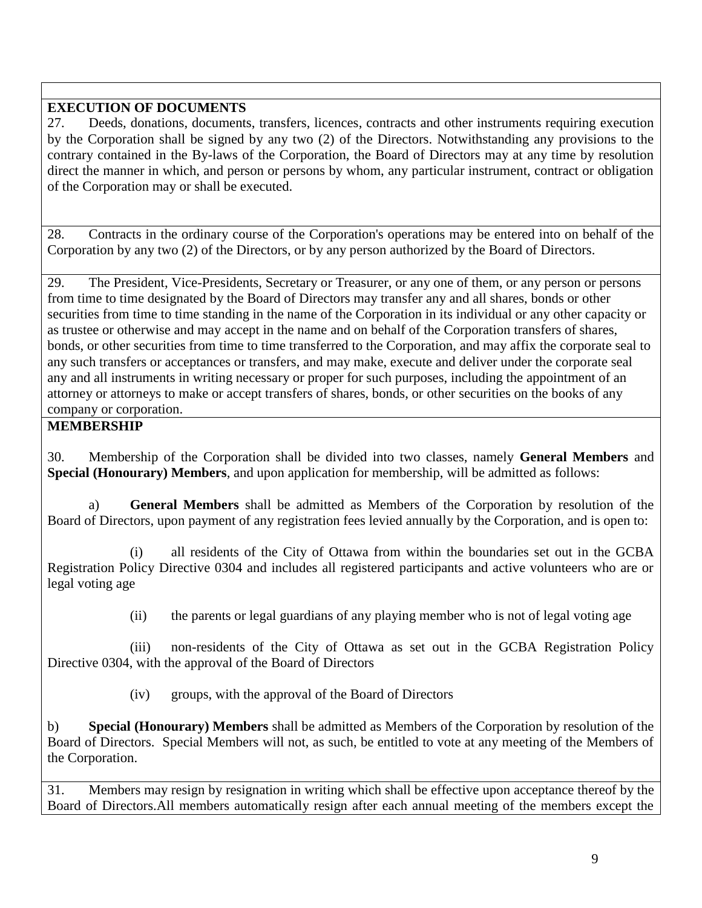**EXECUTION OF DOCUMENTS**

27. Deeds, donations, documents, transfers, licences, contracts and other instruments requiring execution by the Corporation shall be signed by any two (2) of the Directors. Notwithstanding any provisions to the contrary contained in the By-laws of the Corporation, the Board of Directors may at any time by resolution direct the manner in which, and person or persons by whom, any particular instrument, contract or obligation of the Corporation may or shall be executed.

28. Contracts in the ordinary course of the Corporation's operations may be entered into on behalf of the Corporation by any two (2) of the Directors, or by any person authorized by the Board of Directors.

29. The President, Vice-Presidents, Secretary or Treasurer, or any one of them, or any person or persons from time to time designated by the Board of Directors may transfer any and all shares, bonds or other securities from time to time standing in the name of the Corporation in its individual or any other capacity or as trustee or otherwise and may accept in the name and on behalf of the Corporation transfers of shares, bonds, or other securities from time to time transferred to the Corporation, and may affix the corporate seal to any such transfers or acceptances or transfers, and may make, execute and deliver under the corporate seal any and all instruments in writing necessary or proper for such purposes, including the appointment of an attorney or attorneys to make or accept transfers of shares, bonds, or other securities on the books of any company or corporation.

**MEMBERSHIP**

30. Membership of the Corporation shall be divided into two classes, namely **General Members** and **Special (Honourary) Members**, and upon application for membership, will be admitted as follows:

a) **General Members** shall be admitted as Members of the Corporation by resolution of the Board of Directors, upon payment of any registration fees levied annually by the Corporation, and is open to:

(i) all residents of the City of Ottawa from within the boundaries set out in the GCBA Registration Policy Directive 0304 and includes all registered participants and active volunteers who are or legal voting age

(ii) the parents or legal guardians of any playing member who is not of legal voting age

(iii) non-residents of the City of Ottawa as set out in the GCBA Registration Policy Directive 0304, with the approval of the Board of Directors

(iv) groups, with the approval of the Board of Directors

b) **Special (Honourary) Members** shall be admitted as Members of the Corporation by resolution of the Board of Directors. Special Members will not, as such, be entitled to vote at any meeting of the Members of the Corporation.

31. Members may resign by resignation in writing which shall be effective upon acceptance thereof by the Board of Directors.All members automatically resign after each annual meeting of the members except the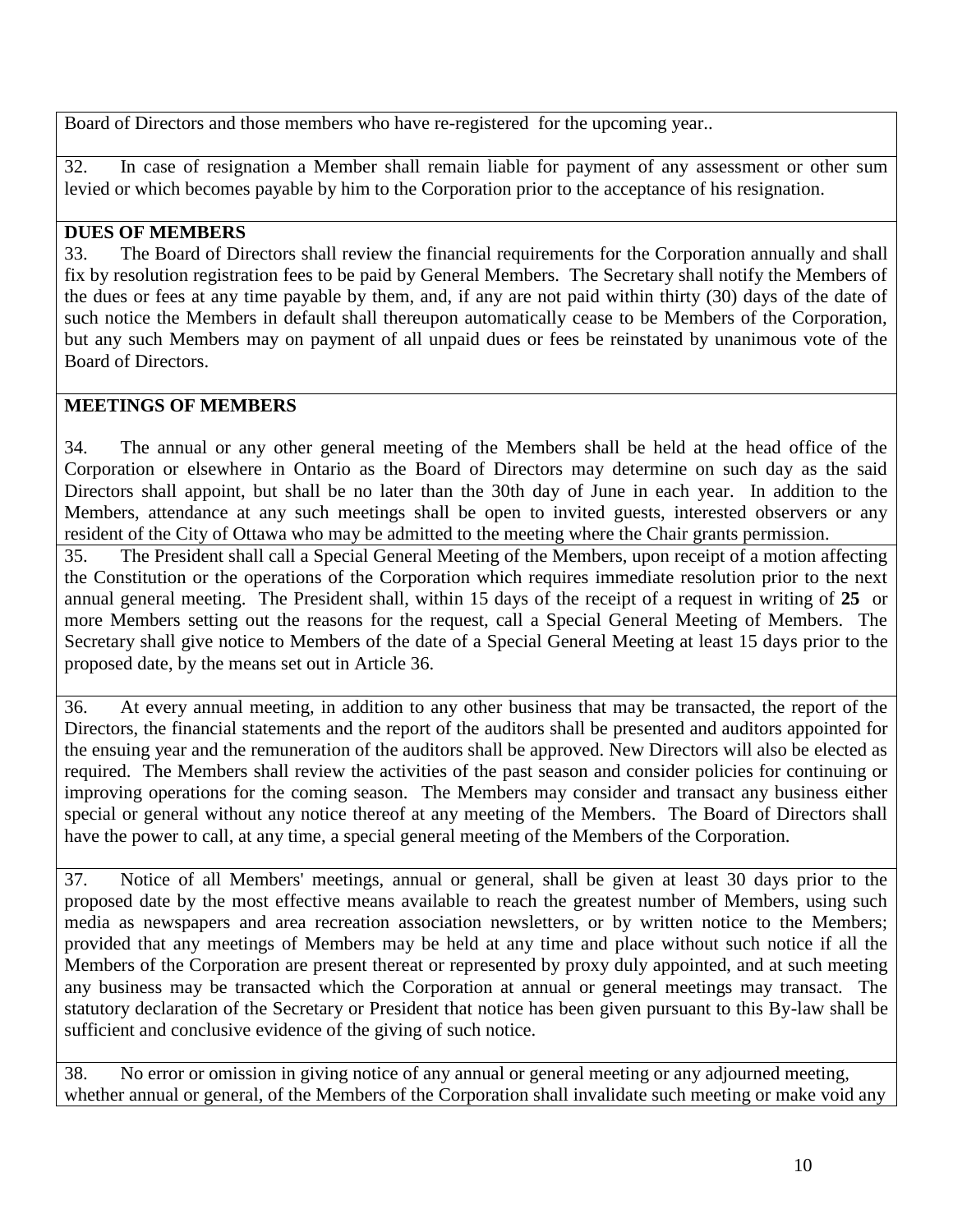Board of Directors and those members who have re-registered for the upcoming year..

32. In case of resignation a Member shall remain liable for payment of any assessment or other sum levied or which becomes payable by him to the Corporation prior to the acceptance of his resignation.

**DUES OF MEMBERS**

33. The Board of Directors shall review the financial requirements for the Corporation annually and shall fix by resolution registration fees to be paid by General Members. The Secretary shall notify the Members of the dues or fees at any time payable by them, and, if any are not paid within thirty (30) days of the date of such notice the Members in default shall thereupon automatically cease to be Members of the Corporation, but any such Members may on payment of all unpaid dues or fees be reinstated by unanimous vote of the Board of Directors.

**MEETINGS OF MEMBERS**

34. The annual or any other general meeting of the Members shall be held at the head office of the Corporation or elsewhere in Ontario as the Board of Directors may determine on such day as the said Directors shall appoint, but shall be no later than the 30th day of June in each year. In addition to the Members, attendance at any such meetings shall be open to invited guests, interested observers or any resident of the City of Ottawa who may be admitted to the meeting where the Chair grants permission.

35. The President shall call a Special General Meeting of the Members, upon receipt of a motion affecting the Constitution or the operations of the Corporation which requires immediate resolution prior to the next annual general meeting. The President shall, within 15 days of the receipt of a request in writing of **25** or more Members setting out the reasons for the request, call a Special General Meeting of Members. The Secretary shall give notice to Members of the date of a Special General Meeting at least 15 days prior to the proposed date, by the means set out in Article 36.

36. At every annual meeting, in addition to any other business that may be transacted, the report of the Directors, the financial statements and the report of the auditors shall be presented and auditors appointed for the ensuing year and the remuneration of the auditors shall be approved. New Directors will also be elected as required. The Members shall review the activities of the past season and consider policies for continuing or improving operations for the coming season. The Members may consider and transact any business either special or general without any notice thereof at any meeting of the Members. The Board of Directors shall have the power to call, at any time, a special general meeting of the Members of the Corporation.

37. Notice of all Members' meetings, annual or general, shall be given at least 30 days prior to the proposed date by the most effective means available to reach the greatest number of Members, using such media as newspapers and area recreation association newsletters, or by written notice to the Members; provided that any meetings of Members may be held at any time and place without such notice if all the Members of the Corporation are present thereat or represented by proxy duly appointed, and at such meeting any business may be transacted which the Corporation at annual or general meetings may transact. The statutory declaration of the Secretary or President that notice has been given pursuant to this By-law shall be sufficient and conclusive evidence of the giving of such notice.

38. No error or omission in giving notice of any annual or general meeting or any adjourned meeting, whether annual or general, of the Members of the Corporation shall invalidate such meeting or make void any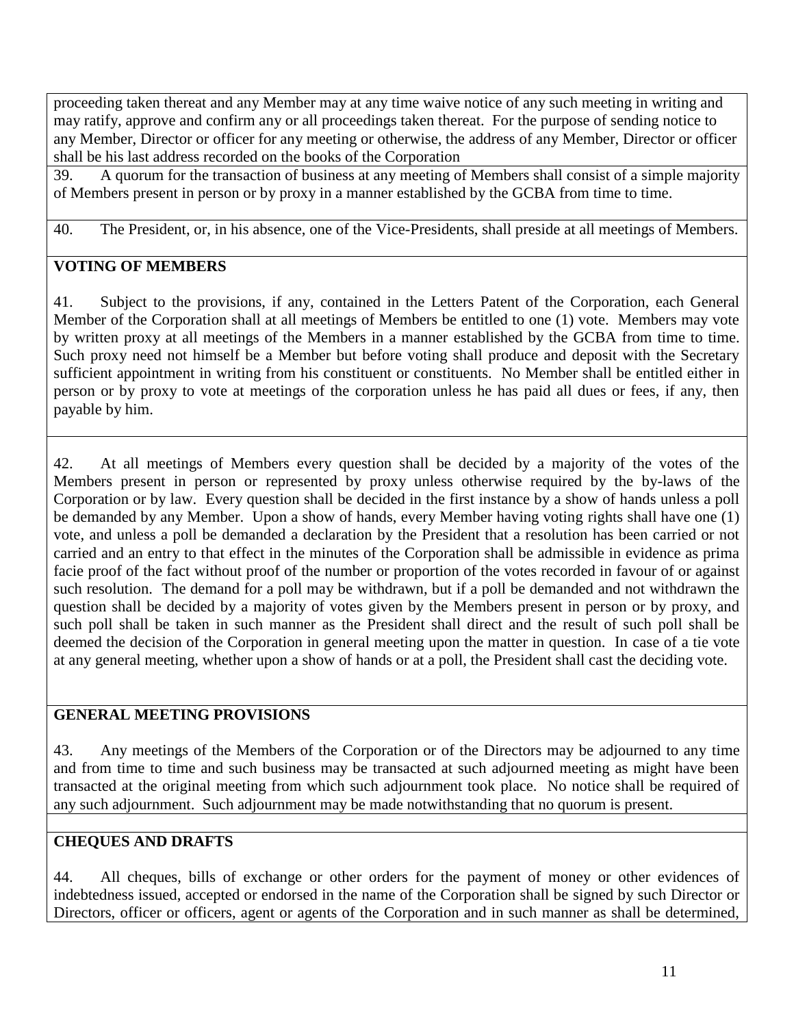proceeding taken thereat and any Member may at any time waive notice of any such meeting in writing and may ratify, approve and confirm any or all proceedings taken thereat. For the purpose of sending notice to any Member, Director or officer for any meeting or otherwise, the address of any Member, Director or officer shall be his last address recorded on the books of the Corporation

39. A quorum for the transaction of business at any meeting of Members shall consist of a simple majority of Members present in person or by proxy in a manner established by the GCBA from time to time.

40. The President, or, in his absence, one of the Vice-Presidents, shall preside at all meetings of Members.

**VOTING OF MEMBERS**

41. Subject to the provisions, if any, contained in the Letters Patent of the Corporation, each General Member of the Corporation shall at all meetings of Members be entitled to one (1) vote. Members may vote by written proxy at all meetings of the Members in a manner established by the GCBA from time to time. Such proxy need not himself be a Member but before voting shall produce and deposit with the Secretary sufficient appointment in writing from his constituent or constituents. No Member shall be entitled either in person or by proxy to vote at meetings of the corporation unless he has paid all dues or fees, if any, then payable by him.

42. At all meetings of Members every question shall be decided by a majority of the votes of the Members present in person or represented by proxy unless otherwise required by the by-laws of the Corporation or by law. Every question shall be decided in the first instance by a show of hands unless a poll be demanded by any Member. Upon a show of hands, every Member having voting rights shall have one (1) vote, and unless a poll be demanded a declaration by the President that a resolution has been carried or not carried and an entry to that effect in the minutes of the Corporation shall be admissible in evidence as prima facie proof of the fact without proof of the number or proportion of the votes recorded in favour of or against such resolution. The demand for a poll may be withdrawn, but if a poll be demanded and not withdrawn the question shall be decided by a majority of votes given by the Members present in person or by proxy, and such poll shall be taken in such manner as the President shall direct and the result of such poll shall be deemed the decision of the Corporation in general meeting upon the matter in question. In case of a tie vote at any general meeting, whether upon a show of hands or at a poll, the President shall cast the deciding vote.

**GENERAL MEETING PROVISIONS**

43. Any meetings of the Members of the Corporation or of the Directors may be adjourned to any time and from time to time and such business may be transacted at such adjourned meeting as might have been transacted at the original meeting from which such adjournment took place. No notice shall be required of any such adjournment. Such adjournment may be made notwithstanding that no quorum is present.

**CHEQUES AND DRAFTS**

44. All cheques, bills of exchange or other orders for the payment of money or other evidences of indebtedness issued, accepted or endorsed in the name of the Corporation shall be signed by such Director or Directors, officer or officers, agent or agents of the Corporation and in such manner as shall be determined,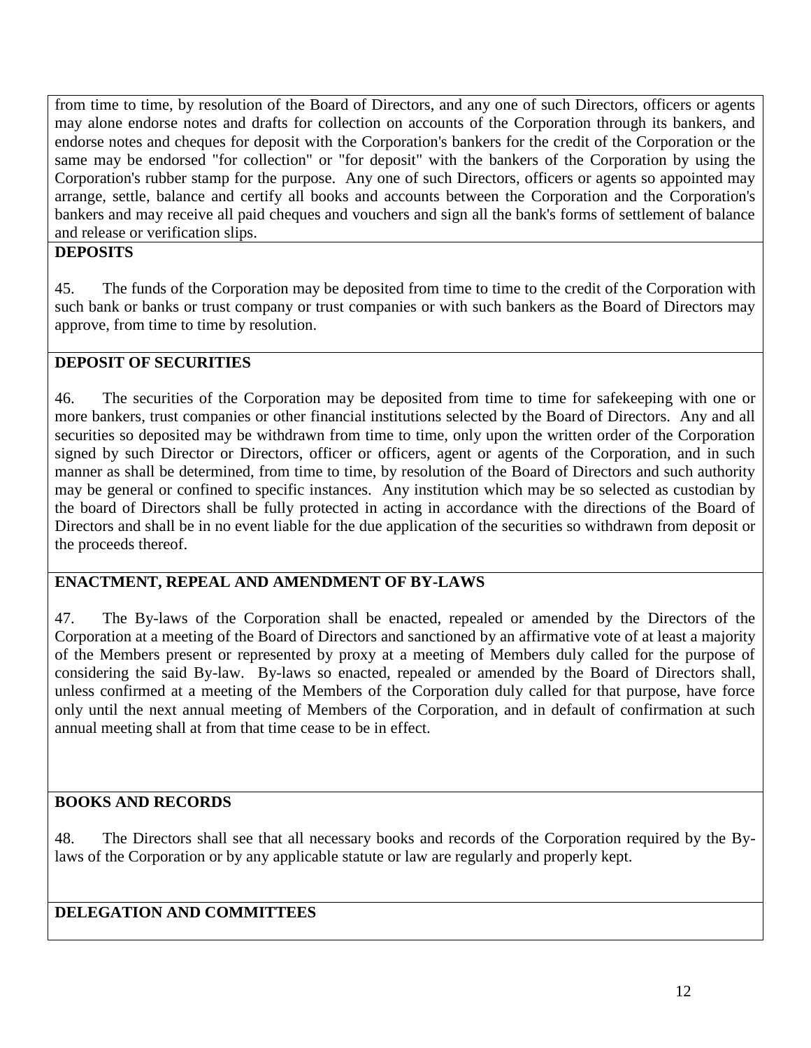from time to time, by resolution of the Board of Directors, and any one of such Directors, officers or agents may alone endorse notes and drafts for collection on accounts of the Corporation through its bankers, and endorse notes and cheques for deposit with the Corporation's bankers for the credit of the Corporation or the same may be endorsed "for collection" or "for deposit" with the bankers of the Corporation by using the Corporation's rubber stamp for the purpose. Any one of such Directors, officers or agents so appointed may arrange, settle, balance and certify all books and accounts between the Corporation and the Corporation's bankers and may receive all paid cheques and vouchers and sign all the bank's forms of settlement of balance and release or verification slips.

**DEPOSITS**

45. The funds of the Corporation may be deposited from time to time to the credit of the Corporation with such bank or banks or trust company or trust companies or with such bankers as the Board of Directors may approve, from time to time by resolution.

**DEPOSIT OF SECURITIES**

46. The securities of the Corporation may be deposited from time to time for safekeeping with one or more bankers, trust companies or other financial institutions selected by the Board of Directors. Any and all securities so deposited may be withdrawn from time to time, only upon the written order of the Corporation signed by such Director or Directors, officer or officers, agent or agents of the Corporation, and in such manner as shall be determined, from time to time, by resolution of the Board of Directors and such authority may be general or confined to specific instances. Any institution which may be so selected as custodian by the board of Directors shall be fully protected in acting in accordance with the directions of the Board of Directors and shall be in no event liable for the due application of the securities so withdrawn from deposit or the proceeds thereof.

**ENACTMENT, REPEAL AND AMENDMENT OF BY-LAWS**

47. The By-laws of the Corporation shall be enacted, repealed or amended by the Directors of the Corporation at a meeting of the Board of Directors and sanctioned by an affirmative vote of at least a majority of the Members present or represented by proxy at a meeting of Members duly called for the purpose of considering the said By-law. By-laws so enacted, repealed or amended by the Board of Directors shall, unless confirmed at a meeting of the Members of the Corporation duly called for that purpose, have force only until the next annual meeting of Members of the Corporation, and in default of confirmation at such annual meeting shall at from that time cease to be in effect.

**BOOKS AND RECORDS**

48. The Directors shall see that all necessary books and records of the Corporation required by the By-laws of the Corporation or by any applicable statute or law are regularly and properly kept.

**DELEGATION AND COMMITTEES**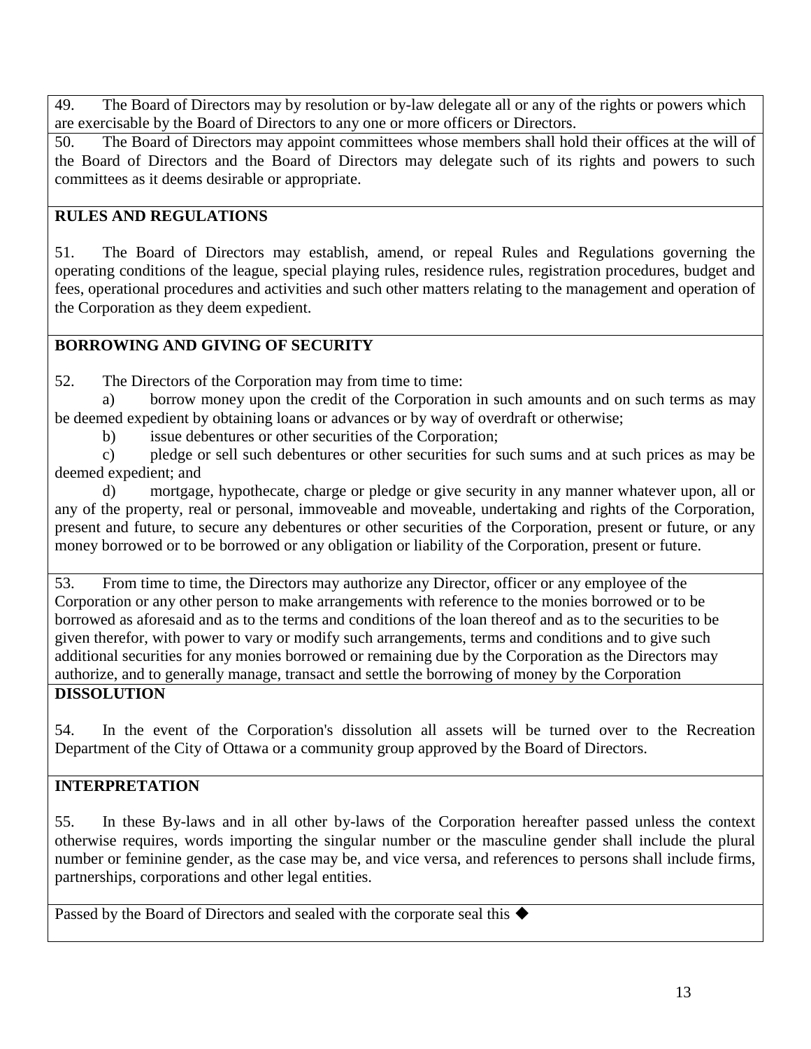49. The Board of Directors may by resolution or by-law delegate all or any of the rights or powers which are exercisable by the Board of Directors to any one or more officers or Directors.

50. The Board of Directors may appoint committees whose members shall hold their offices at the will of the Board of Directors and the Board of Directors may delegate such of its rights and powers to such committees as it deems desirable or appropriate.

**RULES AND REGULATIONS**

51. The Board of Directors may establish, amend, or repeal Rules and Regulations governing the operating conditions of the league, special playing rules, residence rules, registration procedures, budget and fees, operational procedures and activities and such other matters relating to the management and operation of the Corporation as they deem expedient.

**BORROWING AND GIVING OF SECURITY**

52. The Directors of the Corporation may from time to time:

a) borrow money upon the credit of the Corporation in such amounts and on such terms as may be deemed expedient by obtaining loans or advances or by way of overdraft or otherwise;

b) issue debentures or other securities of the Corporation;

c) pledge or sell such debentures or other securities for such sums and at such prices as may be deemed expedient; and

d) mortgage, hypothecate, charge or pledge or give security in any manner whatever upon, all or any of the property, real or personal, immoveable and moveable, undertaking and rights of the Corporation, present and future, to secure any debentures or other securities of the Corporation, present or future, or any money borrowed or to be borrowed or any obligation or liability of the Corporation, present or future.

53. From time to time, the Directors may authorize any Director, officer or any employee of the Corporation or any other person to make arrangements with reference to the monies borrowed or to be borrowed as aforesaid and as to the terms and conditions of the loan thereof and as to the securities to be given therefor, with power to vary or modify such arrangements, terms and conditions and to give such additional securities for any monies borrowed or remaining due by the Corporation as the Directors may authorize, and to generally manage, transact and settle the borrowing of money by the Corporation

**DISSOLUTION**

54. In the event of the Corporation's dissolution all assets will be turned over to the Recreation Department of the City of Ottawa or a community group approved by the Board of Directors.

**INTERPRETATION**

55. In these By-laws and in all other by-laws of the Corporation hereafter passed unless the context otherwise requires, words importing the singular number or the masculine gender shall include the plural number or feminine gender, as the case may be, and vice versa, and references to persons shall include firms, partnerships, corporations and other legal entities.

Passed by the Board of Directors and sealed with the corporate seal this ◆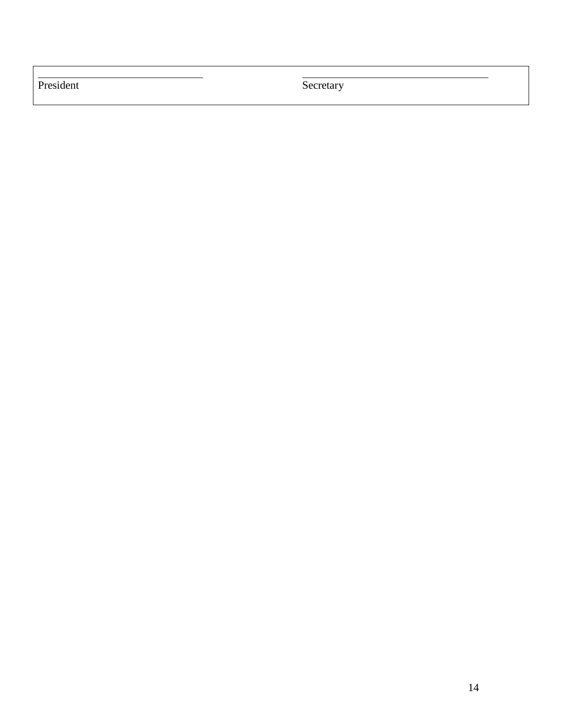| | |
|---|---|
| ______________________________ President | ______________________________ Secretary |